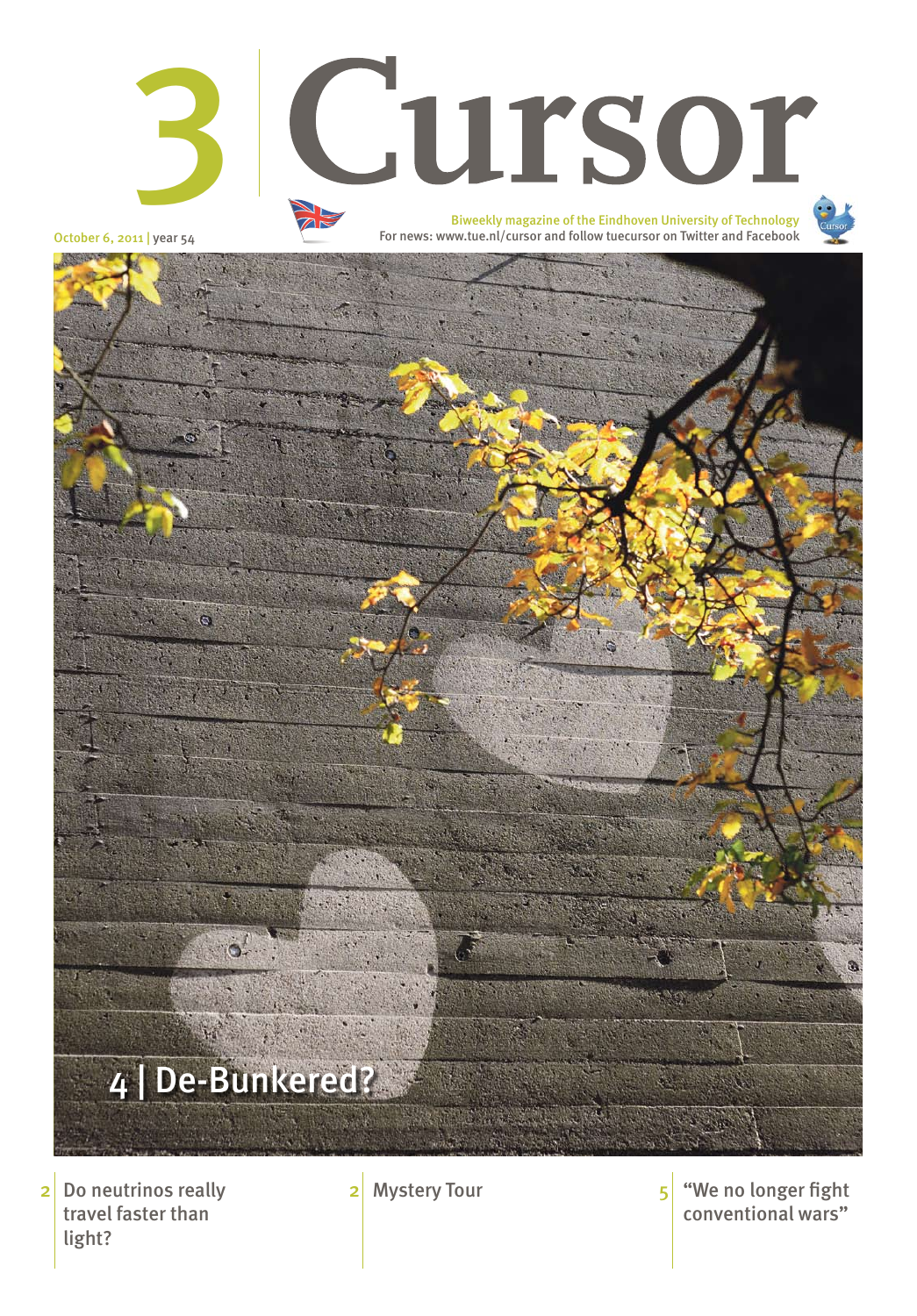# 3 Cursor

October 6, 2011 | year 54

Biweekly magazine of the Eindhoven University of Technology

For news: www.tue.nl/cursor and follow tuecursor on Twitter and Facebook

## 4 | De-Bunkered?

2 | Do neutrinos really travel faster than light?

2 | Mystery Tour

5 | "We no longer fight conventional wars"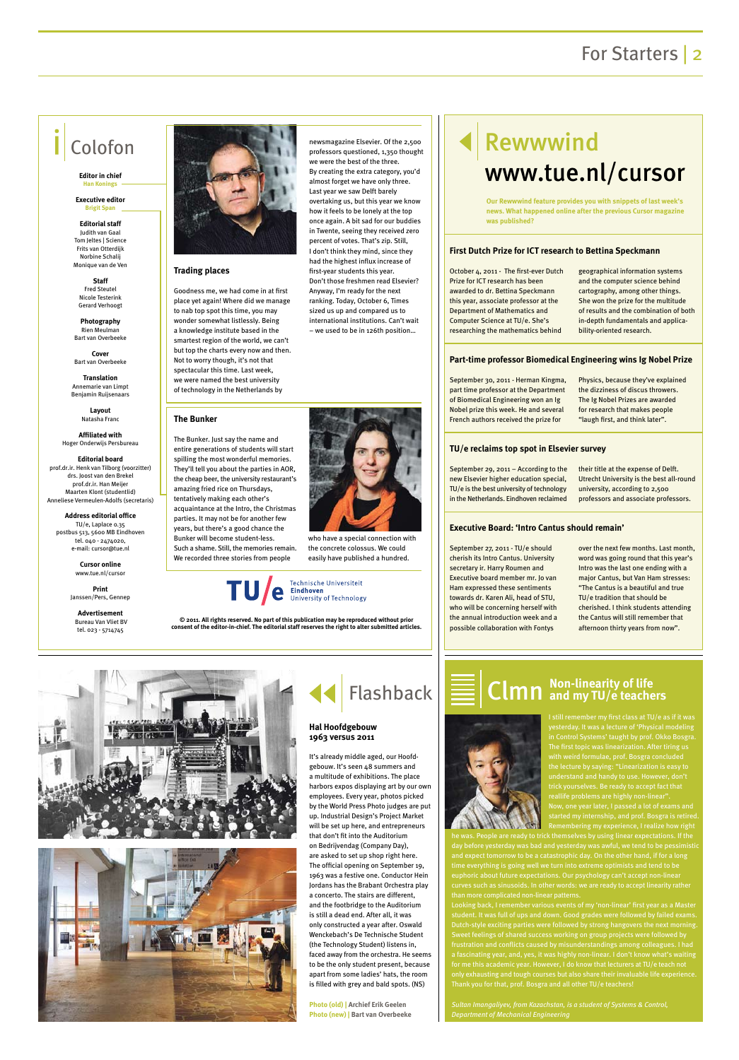# Colofon

**Editor in chief**
Han Konings

**Executive editor**
Brigit Span

**Editorial staff**
Judith van Gaal
Tom Jeltes | Science
Frits van Otterdijk
Norbine Schalij
Monique van de Ven

**Staff**
Fred Steutel
Nicole Testerink
Gerard Verhoogt

**Photography**
Rien Meulman
Bart van Overbeeke

**Cover**
Bart van Overbeeke

**Translation**
Annemarie van Limpt
Benjamin Ruijsenaars

**Layout**
Natasha Franc

**Affiliated with**
Hoger Onderwijs Persbureau

**Editorial board**
prof.dr.ir. Henk van Tilborg (voorzitter)
drs. Joost van den Brekel
prof.dr.ir. Han Meijer
Maarten Klont (studentlid)
Anneliese Vermeulen-Adolfs (secretaris)

**Address editorial office**
TU/e, Laplace 0.35
postbus 513, 5600 MB Eindhoven
tel. 040 - 2474020,
e-mail: cursor@tue.nl

**Cursor online**
www.tue.nl/cursor

**Print**
Janssen/Pers, Gennep

**Advertisement**
Bureau Van Vliet BV
tel. 023 - 5714745

## Trading places

Goodness me, we had come in at first place yet again! Where did we manage to nab top spot this time, you may wonder somewhat listlessly. Being a knowledge institute based in the smartest region of the world, we can't but top the charts every now and then. Not to worry though, it's not that spectacular this time. Last week, we were named the best university of technology in the Netherlands by newsmagazine Elsevier. Of the 2,500 professors questioned, 1,350 thought we were the best of the three. By creating the extra category, you'd almost forget we have only three. Last year we saw Delft barely overtaking us, but this year we know how it feels to be lonely at the top once again. A bit sad for our buddies in Twente, seeing they received zero percent of votes. That's zip. Still, I don't think they mind, since they had the highest influx increase of first-year students this year. Don't those freshmen read Elsevier? Anyway, I'm ready for the next ranking. Today, October 6, Times sized us up and compared us to international institutions. Can't wait – we used to be in 126th position…

## The Bunker

The Bunker. Just say the name and entire generations of students will start spilling the most wonderful memories. They'll tell you about the parties in AOR, the cheap beer, the university restaurant's amazing fried rice on Thursdays, tentatively making each other's acquaintance at the Intro, the Christmas parties. It may not be for another few years, but there's a good chance the Bunker will become student-less. Such a shame. Still, the memories remain. We recorded three stories from people who have a special connection with the concrete colossus. We could easily have published a hundred.

TU/e Technische Universiteit Eindhoven University of Technology

**© 2011. All rights reserved. No part of this publication may be reproduced without prior consent of the editor-in-chief. The editorial staff reserves the right to alter submitted articles.**

# Rewwwind www.tue.nl/cursor

**Our Rewwwind feature provides you with snippets of last week's news. What happened online after the previous Cursor magazine was published?**

### First Dutch Prize for ICT research to Bettina Speckmann

October 4, 2011 - The first-ever Dutch Prize for ICT research has been awarded to dr. Bettina Speckmann this year, associate professor at the Department of Mathematics and Computer Science at TU/e. She's researching the mathematics behind geographical information systems and the computer science behind cartography, among other things. She won the prize for the multitude of results and the combination of both in-depth fundamentals and applicability-oriented research.

### Part-time professor Biomedical Engineering wins Ig Nobel Prize

September 30, 2011 - Herman Kingma, part time professor at the Department of Biomedical Engineering won an Ig Nobel prize this week. He and several French authors received the prize for Physics, because they've explained the dizziness of discus throwers. The Ig Nobel Prizes are awarded for research that makes people "laugh first, and think later".

### TU/e reclaims top spot in Elsevier survey

September 29, 2011 – According to the new Elsevier higher education special, TU/e is the best university of technology in the Netherlands. Eindhoven reclaimed their title at the expense of Delft. Utrecht University is the best all-round university, according to 2,500 professors and associate professors.

### Executive Board: 'Intro Cantus should remain'

September 27, 2011 - TU/e should cherish its Intro Cantus. University secretary ir. Harry Roumen and Executive board member mr. Jo van Ham expressed these sentiments towards dr. Karen Ali, head of STU, who will be concerning herself with the annual introduction week and a possible collaboration with Fontys over the next few months. Last month, word was going round that this year's Intro was the last one ending with a major Cantus, but Van Ham stresses: "The Cantus is a beautiful and true TU/e tradition that should be cherished. I think students attending the Cantus will still remember that afternoon thirty years from now".

# Flashback

**Hal Hoofdgebouw 1963 versus 2011**

It's already middle aged, our Hoofdgebouw. It's seen 48 summers and a multitude of exhibitions. The place harbors expos displaying art by our own employees. Every year, photos picked by the World Press Photo judges are put up. Industrial Design's Project Market will be set up here, and entrepreneurs that don't fit into the Auditorium on Bedrijvendag (Company Day), are asked to set up shop right here. The official opening on September 19, 1963 was a festive one. Conductor Hein Jordans has the Brabant Orchestra play a concerto. The stairs are different, and the footbridge to the Auditorium is still a dead end. After all, it was only constructed a year after. Oswald Wenckebach's De Technische Student (the Technology Student) listens in, faced away from the orchestra. He seems to be the only student present, because apart from some ladies' hats, the room is filled with grey and bald spots. (NS)

**Photo (old) |** Archief Erik Geelen
**Photo (new) |** Bart van Overbeeke

# Clmn Non-linearity of life and my TU/e teachers

I still remember my first class at TU/e as if it was yesterday. It was a lecture of 'Physical modeling in Control Systems' taught by prof. Okko Bosgra. The first topic was linearization. After tiring us with weird formulae, prof. Bosgra concluded the lecture by saying: "Linearization is easy to understand and handy to use. However, don't trick yourselves. Be ready to accept fact that reallife problems are highly non-linear".

Now, one year later, I passed a lot of exams and started my internship, and prof. Bosgra is retired. Remembering my experience, I realize how right he was. People are ready to trick themselves by using linear expectations. If the day before yesterday was bad and yesterday was awful, we tend to be pessimistic and expect tomorrow to be a catastrophic day. On the other hand, if for a long time everything is going well we turn into extreme optimists and tend to be euphoric about future expectations. Our psychology can't accept non-linear curves such as sinusoids. In other words: we are ready to accept linearity rather than more complicated non-linear patterns.

Looking back, I remember various events of my 'non-linear' first year as a Master student. It was full of ups and down. Good grades were followed by failed exams. Dutch-style exciting parties were followed by strong hangovers the next morning. Sweet feelings of shared success working on group projects were followed by frustration and conflicts caused by misunderstandings among colleagues. I had a fascinating year, and, yes, it was highly non-linear. I don't know what's waiting for me this academic year. However, I do know that lecturers at TU/e teach not only exhausting and tough courses but also share their invaluable life experience. Thank you for that, prof. Bosgra and all other TU/e teachers!

*Sultan Imangaliyev, from Kazakhstan, is a student of Systems & Control, Department of Mechanical Engineering*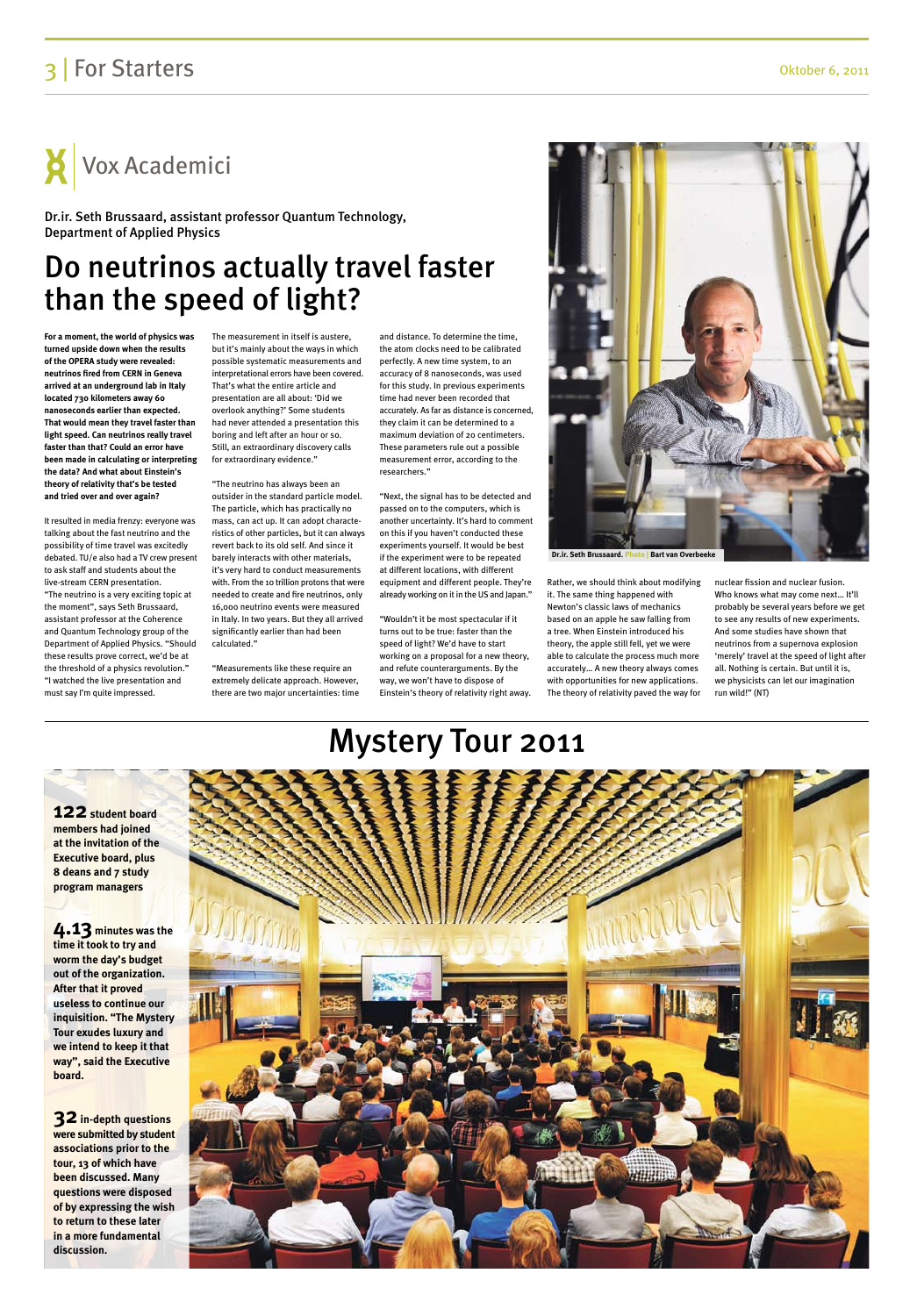# Vox Academemici

Dr.ir. Seth Brussaard, assistant professor Quantum Technology, Department of Applied Physics

## Do neutrinos actually travel faster than the speed of light?

**For a moment, the world of physics was turned upside down when the results of the OPERA study were revealed: neutrinos fired from CERN in Geneva arrived at an underground lab in Italy located 730 kilometers away 60 nanoseconds earlier than expected. That would mean they travel faster than light speed. Can neutrinos really travel faster than that? Could an error have been made in calculating or interpreting the data? And what about Einstein's theory of relativity that's be tested and tried over and over again?**

It resulted in media frenzy: everyone was talking about the fast neutrino and the possibility of time travel was excitedly debated. TU/e also had a TV crew present to ask staff and students about the live-stream CERN presentation. "The neutrino is a very exciting topic at the moment", says Seth Brussaard, assistant professor at the Coherence and Quantum Technology group of the Department of Applied Physics. "Should these results prove correct, we'd be at the threshold of a physics revolution." "I watched the live presentation and must say I'm quite impressed.

The measurement in itself is austere, but it's mainly about the ways in which possible systematic measurements and interpretational errors have been covered. That's what the entire article and presentation are all about: 'Did we overlook anything?' Some students had never attended a presentation this boring and left after an hour or so. Still, an extraordinary discovery calls for extraordinary evidence."

"The neutrino has always been an outsider in the standard particle model. The particle, which has practically no mass, can act up. It can adopt characteristics of other particles, but it can always revert back to its old self. And since it barely interacts with other materials, it's very hard to conduct measurements with. From the 10 trillion protons that were needed to create and fire neutrinos, only 16,000 neutrino events were measured in Italy. In two years. But they all arrived significantly earlier than had been calculated."

"Measurements like these require an extremely delicate approach. However, there are two major uncertainties: time and distance. To determine the time, the atom clocks need to be calibrated perfectly. A new time system, to an accuracy of 8 nanoseconds, was used for this study. In previous experiments time had never been recorded that accurately. As far as distance is concerned, they claim it can be determined to a maximum deviation of 20 centimeters. These parameters rule out a possible measurement error, according to the researchers."

"Next, the signal has to be detected and passed on to the computers, which is another uncertainty. It's hard to comment on this if you haven't conducted these experiments yourself. It would be best if the experiment were to be repeated at different locations, with different equipment and different people. They're already working on it in the US and Japan."

"Wouldn't it be most spectacular if it turns out to be true: faster than the speed of light? We'd have to start working on a proposal for a new theory, and refute counterarguments. By the way, we won't have to dispose of Einstein's theory of relativity right away.

Dr.ir. Seth Brussaard. Photo | Bart van Overbeeke

Rather, we should think about modifying it. The same thing happened with Newton's classic laws of mechanics based on an apple he saw falling from a tree. When Einstein introduced his theory, the apple still fell, yet we were able to calculate the process much more accurately... A new theory always comes with opportunities for new applications. The theory of relativity paved the way for nuclear fission and nuclear fusion. Who knows what may come next... It'll probably be several years before we get to see any results of new experiments. And some studies have shown that neutrinos from a supernova explosion 'merely' travel at the speed of light after all. Nothing is certain. But until it is, we physicists can let our imagination run wild!" (NT)

# Mystery Tour 2011

**122** **student board members had joined at the invitation of the Executive board, plus 8 deans and 7 study program managers**

**4.13** **minutes was the time it took to try and worm the day's budget out of the organization. After that it proved useless to continue our inquisition. "The Mystery Tour exudes luxury and we intend to keep it that way", said the Executive board.**

**32** **in-depth questions were submitted by student associations prior to the tour, 13 of which have been discussed. Many questions were disposed of by expressing the wish to return to these later in a more fundamental discussion.**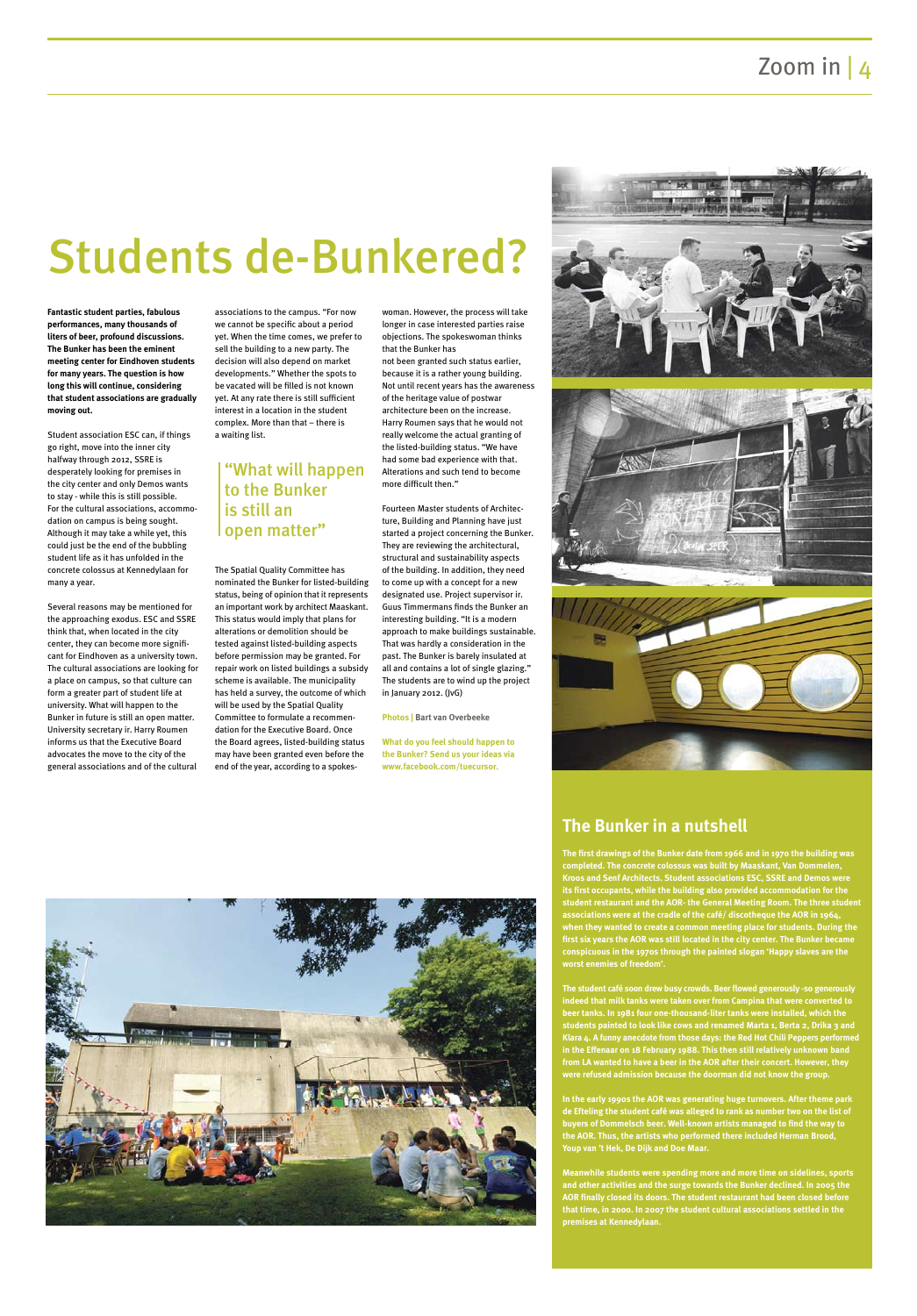# Students de-Bunkered?

**Fantastic student parties, fabulous performances, many thousands of liters of beer, profound discussions. The Bunker has been the eminent meeting center for Eindhoven students for many years. The question is how long this will continue, considering that student associations are gradually moving out.**

Student association ESC can, if things go right, move into the inner city halfway through 2012, SSRE is desperately looking for premises in the city center and only Demos wants to stay - while this is still possible. For the cultural associations, accommodation on campus is being sought. Although it may take a while yet, this could just be the end of the bubbling student life as it has unfolded in the concrete colossus at Kennedylaan for many a year.

Several reasons may be mentioned for the approaching exodus. ESC and SSRE think that, when located in the city center, they can become more significant for Eindhoven as a university town. The cultural associations are looking for a place on campus, so that culture can form a greater part of student life at university. What will happen to the Bunker in future is still an open matter. University secretary ir. Harry Roumen informs us that the Executive Board advocates the move to the city of the general associations and of the cultural associations to the campus. "For now we cannot be specific about a period yet. When the time comes, we prefer to sell the building to a new party. The decision will also depend on market developments." Whether the spots to be vacated will be filled is not known yet. At any rate there is still sufficient interest in a location in the student complex. More than that – there is a waiting list.

## "What will happen to the Bunker is still an open matter"

The Spatial Quality Committee has nominated the Bunker for listed-building status, being of opinion that it represents an important work by architect Maaskant. This status would imply that plans for alterations or demolition should be tested against listed-building aspects before permission may be granted. For repair work on listed buildings a subsidy scheme is available. The municipality has held a survey, the outcome of which will be used by the Spatial Quality Committee to formulate a recommendation for the Executive Board. Once the Board agrees, listed-building status may have been granted even before the end of the year, according to a spokeswoman. However, the process will take longer in case interested parties raise objections. The spokeswoman thinks that the Bunker has not been granted such status earlier, because it is a rather young building. Not until recent years has the awareness of the heritage value of postwar architecture been on the increase. Harry Roumen says that he would not really welcome the actual granting of the listed-building status. "We have had some bad experience with that. Alterations and such tend to become more difficult then."

Fourteen Master students of Architecture, Building and Planning have just started a project concerning the Bunker. They are reviewing the architectural, structural and sustainability aspects of the building. In addition, they need to come up with a concept for a new designated use. Project supervisor ir. Guus Timmermans finds the Bunker an interesting building. "It is a modern approach to make buildings sustainable. That was hardly a consideration in the past. The Bunker is barely insulated at all and contains a lot of single glazing." The students are to wind up the project in January 2012. (JvG)

Photos | Bart van Overbeeke

**What do you feel should happen to the Bunker? Send us your ideas via www.facebook.com/tuecursor.**

## The Bunker in a nutshell

**The first drawings of the Bunker date from 1966 and in 1970 the building was completed. The concrete colossus was built by Maaskant, Van Dommelen, Kroos and Senf Architects. Student associations ESC, SSRE and Demos were its first occupants, while the building also provided accommodation for the student restaurant and the AOR- the General Meeting Room. The three student associations were at the cradle of the café/ discotheque the AOR in 1964, when they wanted to create a common meeting place for students. During the first six years the AOR was still located in the city center. The Bunker became conspicuous in the 1970s through the painted slogan 'Happy slaves are the worst enemies of freedom'.**

**The student café soon drew busy crowds. Beer flowed generously -so generously indeed that milk tanks were taken over from Campina that were converted to beer tanks. In 1981 four one-thousand-liter tanks were installed, which the students painted to look like cows and renamed Marta 1, Berta 2, Drika 3 and Klara 4. A funny anecdote from those days: the Red Hot Chili Peppers performed in the Effenaar on 18 February 1988. This then still relatively unknown band from LA wanted to have a beer in the AOR after their concert. However, they were refused admission because the doorman did not know the group.**

**In the early 1990s the AOR was generating huge turnovers. After theme park de Efteling the student café was alleged to rank as number two on the list of buyers of Dommelsch beer. Well-known artists managed to find the way to the AOR. Thus, the artists who performed there included Herman Brood, Youp van 't Hek, De Dijk and Doe Maar.**

**Meanwhile students were spending more and more time on sidelines, sports and other activities and the surge towards the Bunker declined. In 2005 the AOR finally closed its doors. The student restaurant had been closed before that time, in 2000. In 2007 the student cultural associations settled in the premises at Kennedylaan.**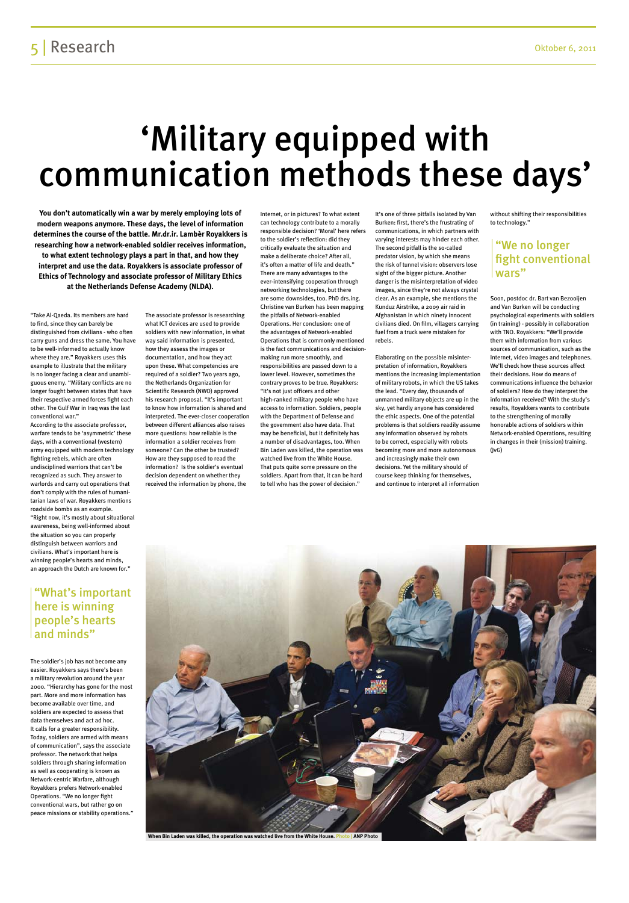# 'Military equipped with communication methods these days'

**You don't automatically win a war by merely employing lots of modern weapons anymore. These days, the level of information determines the course of the battle. Mr.dr.ir. Lambèr Royakkers is researching how a network-enabled soldier receives information, to what extent technology plays a part in that, and how they interpret and use the data. Royakkers is associate professor of Ethics of Technology and associate professor of Military Ethics at the Netherlands Defense Academy (NLDA).**

"Take Al-Qaeda. Its members are hard to find, since they can barely be distinguished from civilians - who often carry guns and dress the same. You have to be well-informed to actually know where they are." Royakkers uses this example to illustrate that the military is no longer facing a clear and unambiguous enemy. "Military conflicts are no longer fought between states that have their respective armed forces fight each other. The Gulf War in Iraq was the last conventional war."

According to the associate professor, warfare tends to be 'asymmetric' these days, with a conventional (western) army equipped with modern technology fighting rebels, which are often undisciplined warriors that can't be recognized as such. They answer to warlords and carry out operations that don't comply with the rules of humanitarian laws of war. Royakkers mentions roadside bombs as an example. "Right now, it's mostly about situational awareness, being well-informed about the situation so you can properly distinguish between warriors and civilians. What's important here is winning people's hearts and minds, an approach the Dutch are known for."

## "What's important here is winning people's hearts and minds"

The soldier's job has not become any easier. Royakkers says there's been a military revolution around the year 2000. "Hierarchy has gone for the most part. More and more information has become available over time, and soldiers are expected to assess that data themselves and act ad hoc. It calls for a greater responsibility. Today, soldiers are armed with means of communication", says the associate professor. The network that helps soldiers through sharing information as well as cooperating is known as Network-centric Warfare, although Royakkers prefers Network-enabled Operations. "We no longer fight conventional wars, but rather go on peace missions or stability operations."

The associate professor is researching what ICT devices are used to provide soldiers with new information, in what way said information is presented, how they assess the images or documentation, and how they act upon these. What competencies are required of a soldier? Two years ago, the Netherlands Organization for Scientific Research (NWO) approved his research proposal. "It's important to know how information is shared and interpreted. The ever-closer cooperation between different alliances also raises more questions: how reliable is the information a soldier receives from someone? Can the other be trusted? How are they supposed to read the information? Is the soldier's eventual decision dependent on whether they received the information by phone, the Internet, or in pictures? To what extent can technology contribute to a morally responsible decision? 'Moral' here refers to the soldier's reflection: did they critically evaluate the situation and make a deliberate choice? After all, it's often a matter of life and death." There are many advantages to the ever-intensifying cooperation through networking technologies, but there are some downsides, too. PhD drs.ing. Christine van Burken has been mapping the pitfalls of Network-enabled Operations. Her conclusion: one of the advantages of Network-enabled Operations that is commonly mentioned is the fact communications and decision-making run more smoothly, and responsibilities are passed down to a lower level. However, sometimes the contrary proves to be true. Royakkers: "It's not just officers and other high-ranked military people who have access to information. Soldiers, people with the Department of Defense and the government also have data. That may be beneficial, but it definitely has a number of disadvantages, too. When Bin Laden was killed, the operation was watched live from the White House. That puts quite some pressure on the soldiers. Apart from that, it can be hard to tell who has the power of decision."

It's one of three pitfalls isolated by Van Burken: first, there's the frustrating of communications, in which partners with varying interests may hinder each other. The second pitfall is the so-called predator vision, by which she means the risk of tunnel vision: observers lose sight of the bigger picture. Another danger is the misinterpretation of video images, since they're not always crystal clear. As an example, she mentions the Kunduz Airstrike, a 2009 air raid in Afghanistan in which ninety innocent civilians died. On film, villagers carrying fuel from a truck were mistaken for rebels.

Elaborating on the possible misinterpretation of information, Royakkers mentions the increasing implementation of military robots, in which the US takes the lead. "Every day, thousands of unmanned military objects are up in the sky, yet hardly anyone has considered the ethic aspects. One of the potential problems is that soldiers readily assume any information observed by robots to be correct, especially with robots becoming more and more autonomous and increasingly make their own decisions. Yet the military should of course keep thinking for themselves, and continue to interpret all information without shifting their responsibilities to technology."

## "We no longer fight conventional wars"

Soon, postdoc dr. Bart van Bezooijen and Van Burken will be conducting psychological experiments with soldiers (in training) - possibly in collaboration with TNO. Royakkers: "We'll provide them with information from various sources of communication, such as the Internet, video images and telephones. We'll check how these sources affect their decisions. How do means of communications influence the behavior of soldiers? How do they interpret the information received? With the study's results, Royakkers wants to contribute to the strengthening of morally honorable actions of soldiers within Network-enabled Operations, resulting in changes in their (mission) training. (JvG)

When Bin Laden was killed, the operation was watched live from the White House. Photo | ANP Photo